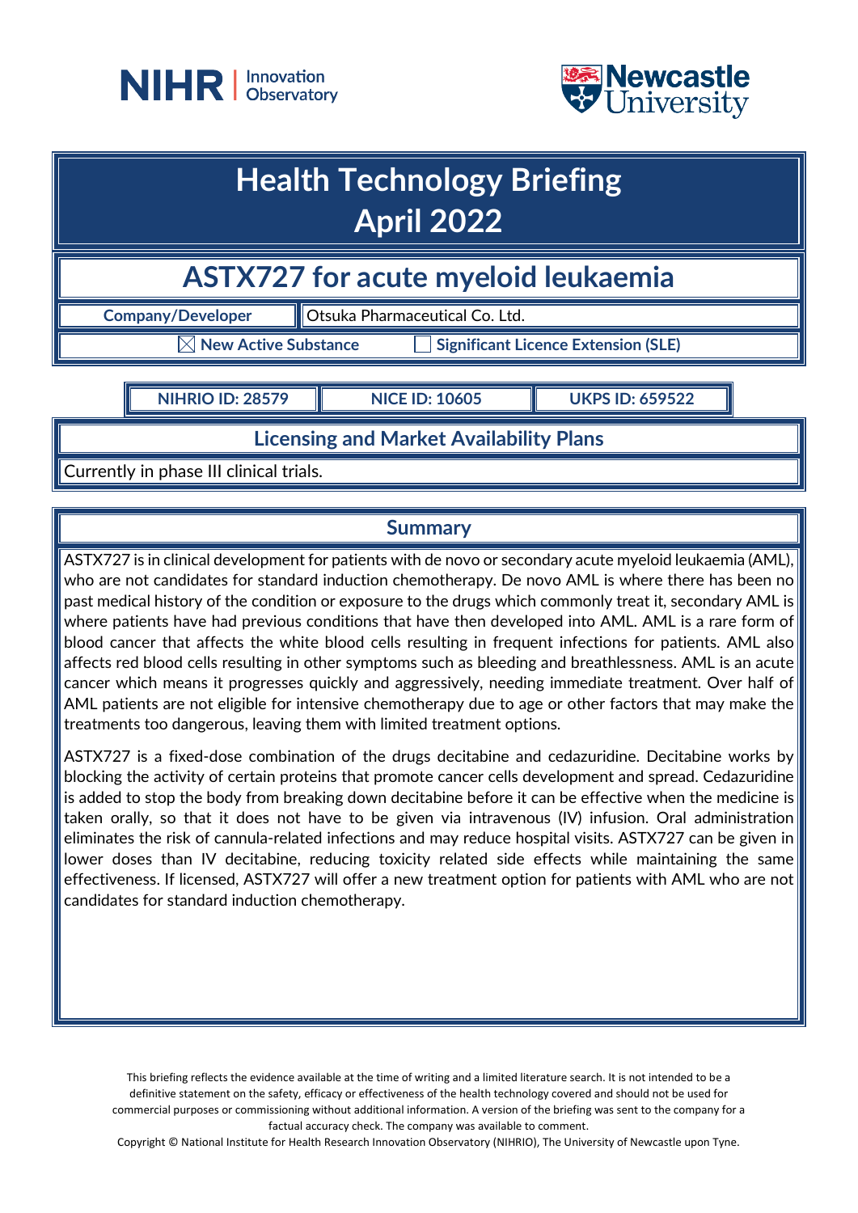# Health Technology Briefing
# April 2022

## ASTX727 for acute myeloid leukaemia

| Company/Developer | Otsuka Pharmaceutical Co. Ltd. |
|---|---|

☒ New Active Substance ☐ Significant Licence Extension (SLE)

| NIHRIO ID: 28579 | NICE ID: 10605 | UKPS ID: 659522 |
|---|---|---|

### Licensing and Market Availability Plans

Currently in phase III clinical trials.

### Summary

ASTX727 is in clinical development for patients with de novo or secondary acute myeloid leukaemia (AML), who are not candidates for standard induction chemotherapy. De novo AML is where there has been no past medical history of the condition or exposure to the drugs which commonly treat it, secondary AML is where patients have had previous conditions that have then developed into AML. AML is a rare form of blood cancer that affects the white blood cells resulting in frequent infections for patients. AML also affects red blood cells resulting in other symptoms such as bleeding and breathlessness. AML is an acute cancer which means it progresses quickly and aggressively, needing immediate treatment. Over half of AML patients are not eligible for intensive chemotherapy due to age or other factors that may make the treatments too dangerous, leaving them with limited treatment options.

ASTX727 is a fixed-dose combination of the drugs decitabine and cedazuridine. Decitabine works by blocking the activity of certain proteins that promote cancer cells development and spread. Cedazuridine is added to stop the body from breaking down decitabine before it can be effective when the medicine is taken orally, so that it does not have to be given via intravenous (IV) infusion. Oral administration eliminates the risk of cannula-related infections and may reduce hospital visits. ASTX727 can be given in lower doses than IV decitabine, reducing toxicity related side effects while maintaining the same effectiveness. If licensed, ASTX727 will offer a new treatment option for patients with AML who are not candidates for standard induction chemotherapy.

This briefing reflects the evidence available at the time of writing and a limited literature search. It is not intended to be a definitive statement on the safety, efficacy or effectiveness of the health technology covered and should not be used for commercial purposes or commissioning without additional information. A version of the briefing was sent to the company for a factual accuracy check. The company was available to comment.

Copyright © National Institute for Health Research Innovation Observatory (NIHRIO), The University of Newcastle upon Tyne.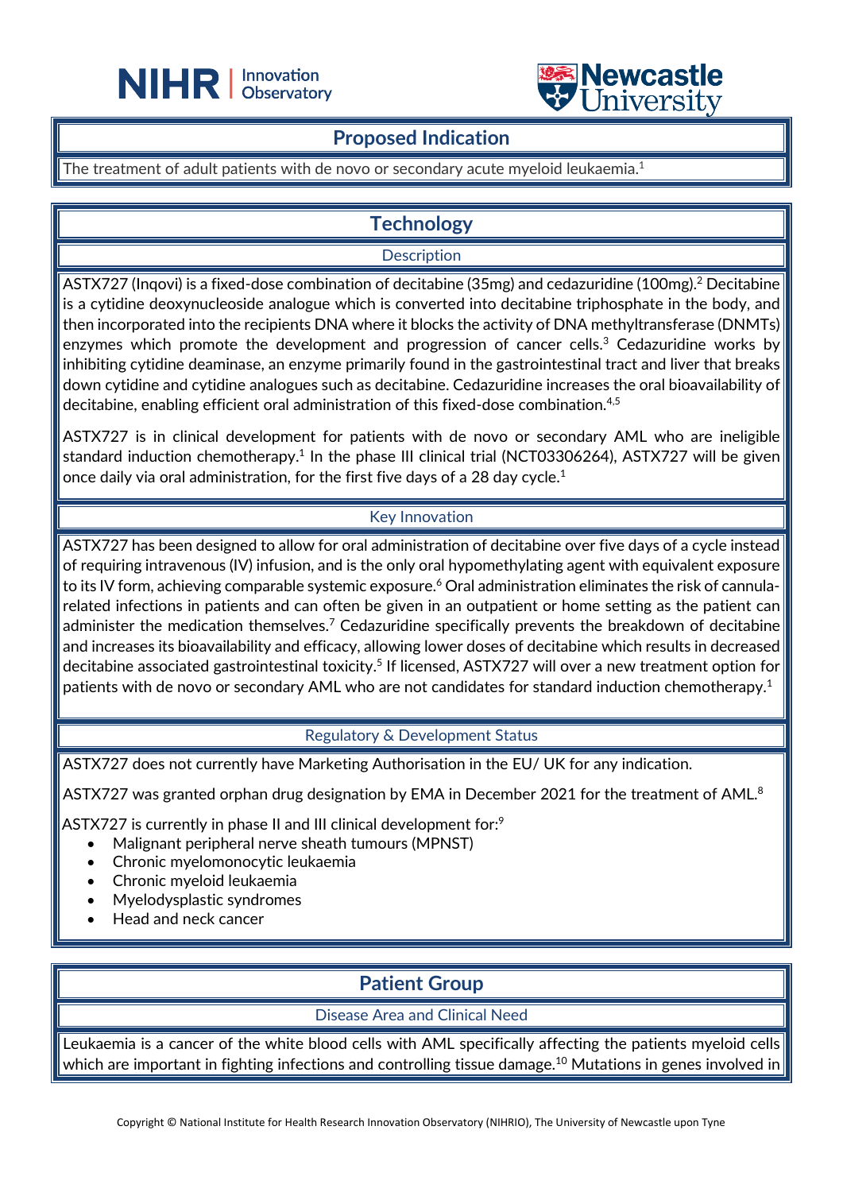## Proposed Indication

The treatment of adult patients with de novo or secondary acute myeloid leukaemia.[1]

## Technology

### Description

ASTX727 (Inqovi) is a fixed-dose combination of decitabine (35mg) and cedazuridine (100mg).[2] Decitabine is a cytidine deoxynucleoside analogue which is converted into decitabine triphosphate in the body, and then incorporated into the recipients DNA where it blocks the activity of DNA methyltransferase (DNMTs) enzymes which promote the development and progression of cancer cells.[3] Cedazuridine works by inhibiting cytidine deaminase, an enzyme primarily found in the gastrointestinal tract and liver that breaks down cytidine and cytidine analogues such as decitabine. Cedazuridine increases the oral bioavailability of decitabine, enabling efficient oral administration of this fixed-dose combination.[4,5]

ASTX727 is in clinical development for patients with de novo or secondary AML who are ineligible standard induction chemotherapy.[1] In the phase III clinical trial (NCT03306264), ASTX727 will be given once daily via oral administration, for the first five days of a 28 day cycle.[1]

### Key Innovation

ASTX727 has been designed to allow for oral administration of decitabine over five days of a cycle instead of requiring intravenous (IV) infusion, and is the only oral hypomethylating agent with equivalent exposure to its IV form, achieving comparable systemic exposure.[6] Oral administration eliminates the risk of cannula-related infections in patients and can often be given in an outpatient or home setting as the patient can administer the medication themselves.[7] Cedazuridine specifically prevents the breakdown of decitabine and increases its bioavailability and efficacy, allowing lower doses of decitabine which results in decreased decitabine associated gastrointestinal toxicity.[5] If licensed, ASTX727 will over a new treatment option for patients with de novo or secondary AML who are not candidates for standard induction chemotherapy.[1]

### Regulatory & Development Status

ASTX727 does not currently have Marketing Authorisation in the EU/ UK for any indication.

ASTX727 was granted orphan drug designation by EMA in December 2021 for the treatment of AML.[8]

ASTX727 is currently in phase II and III clinical development for:[9]

- Malignant peripheral nerve sheath tumours (MPNST)
- Chronic myelomonocytic leukaemia
- Chronic myeloid leukaemia
- Myelodysplastic syndromes
- Head and neck cancer

## Patient Group

### Disease Area and Clinical Need

Leukaemia is a cancer of the white blood cells with AML specifically affecting the patients myeloid cells which are important in fighting infections and controlling tissue damage.[10] Mutations in genes involved in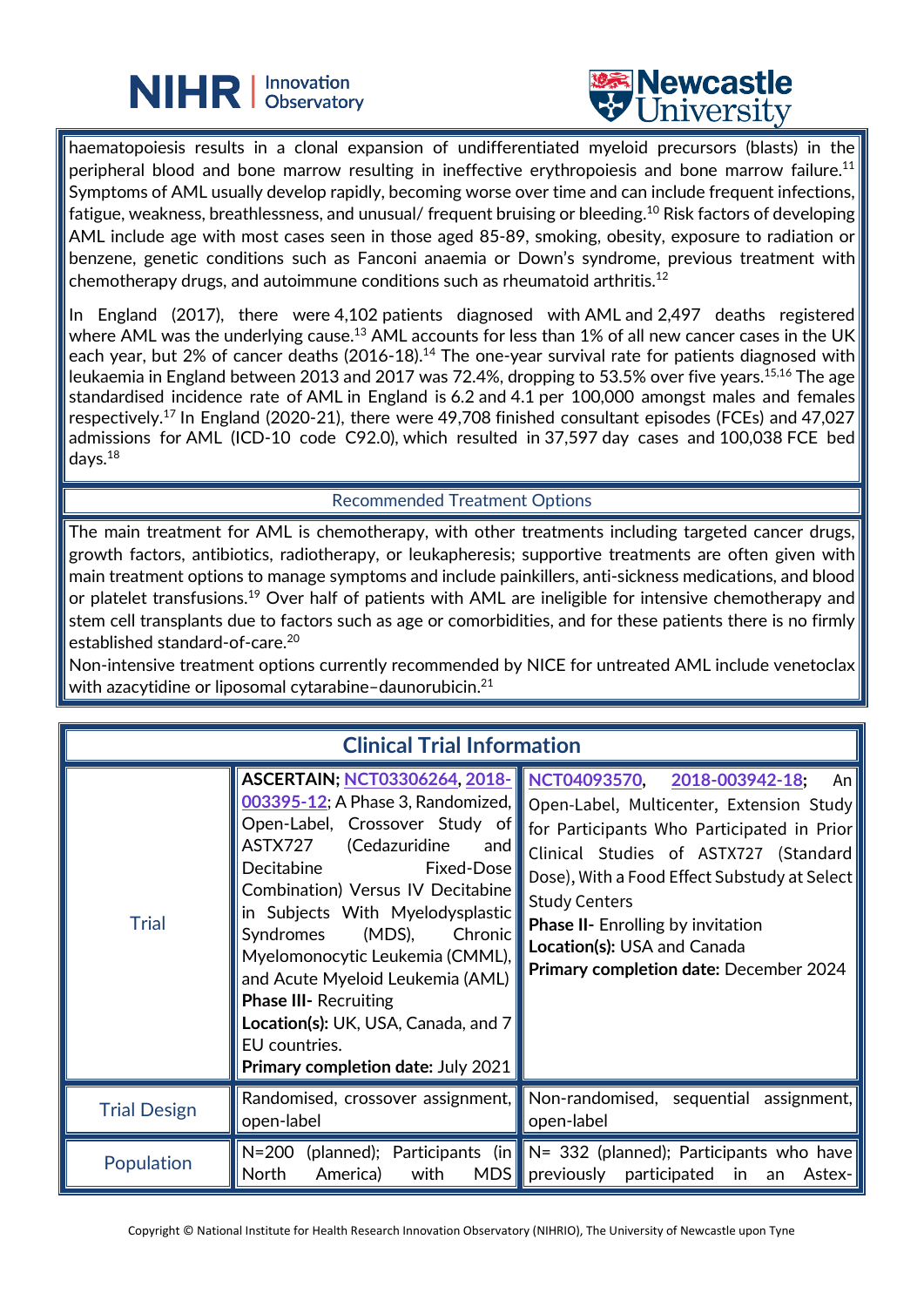haematopoiesis results in a clonal expansion of undifferentiated myeloid precursors (blasts) in the peripheral blood and bone marrow resulting in ineffective erythropoiesis and bone marrow failure.[11] Symptoms of AML usually develop rapidly, becoming worse over time and can include frequent infections, fatigue, weakness, breathlessness, and unusual/ frequent bruising or bleeding.[10] Risk factors of developing AML include age with most cases seen in those aged 85-89, smoking, obesity, exposure to radiation or benzene, genetic conditions such as Fanconi anaemia or Down's syndrome, previous treatment with chemotherapy drugs, and autoimmune conditions such as rheumatoid arthritis.[12]

In England (2017), there were 4,102 patients diagnosed with AML and 2,497 deaths registered where AML was the underlying cause.[13] AML accounts for less than 1% of all new cancer cases in the UK each year, but 2% of cancer deaths (2016-18).[14] The one-year survival rate for patients diagnosed with leukaemia in England between 2013 and 2017 was 72.4%, dropping to 53.5% over five years.[15,16] The age standardised incidence rate of AML in England is 6.2 and 4.1 per 100,000 amongst males and females respectively.[17] In England (2020-21), there were 49,708 finished consultant episodes (FCEs) and 47,027 admissions for AML (ICD-10 code C92.0), which resulted in 37,597 day cases and 100,038 FCE bed days.[18]

## Recommended Treatment Options

The main treatment for AML is chemotherapy, with other treatments including targeted cancer drugs, growth factors, antibiotics, radiotherapy, or leukapheresis; supportive treatments are often given with main treatment options to manage symptoms and include painkillers, anti-sickness medications, and blood or platelet transfusions.[19] Over half of patients with AML are ineligible for intensive chemotherapy and stem cell transplants due to factors such as age or comorbidities, and for these patients there is no firmly established standard-of-care.[20]

Non-intensive treatment options currently recommended by NICE for untreated AML include venetoclax with azacytidine or liposomal cytarabine–daunorubicin.[21]

## Clinical Trial Information

| | | |
|---|---|---|
| Trial | **ASCERTAIN**; NCT03306264, 2018-003395-12; A Phase 3, Randomized, Open-Label, Crossover Study of ASTX727 (Cedazuridine and Decitabine Fixed-Dose Combination) Versus IV Decitabine in Subjects With Myelodysplastic Syndromes (MDS), Chronic Myelomonocytic Leukemia (CMML), and Acute Myeloid Leukemia (AML)<br>**Phase III-** Recruiting<br>**Location(s):** UK, USA, Canada, and 7 EU countries.<br>**Primary completion date:** July 2021 | NCT04093570, 2018-003942-18; An Open-Label, Multicenter, Extension Study for Participants Who Participated in Prior Clinical Studies of ASTX727 (Standard Dose), With a Food Effect Substudy at Select Study Centers<br>**Phase II-** Enrolling by invitation<br>**Location(s):** USA and Canada<br>**Primary completion date:** December 2024 |
| Trial Design | Randomised, crossover assignment, open-label | Non-randomised, sequential assignment, open-label |
| Population | N=200 (planned); Participants (in North America) with MDS | N= 332 (planned); Participants who have previously participated in an Astex- |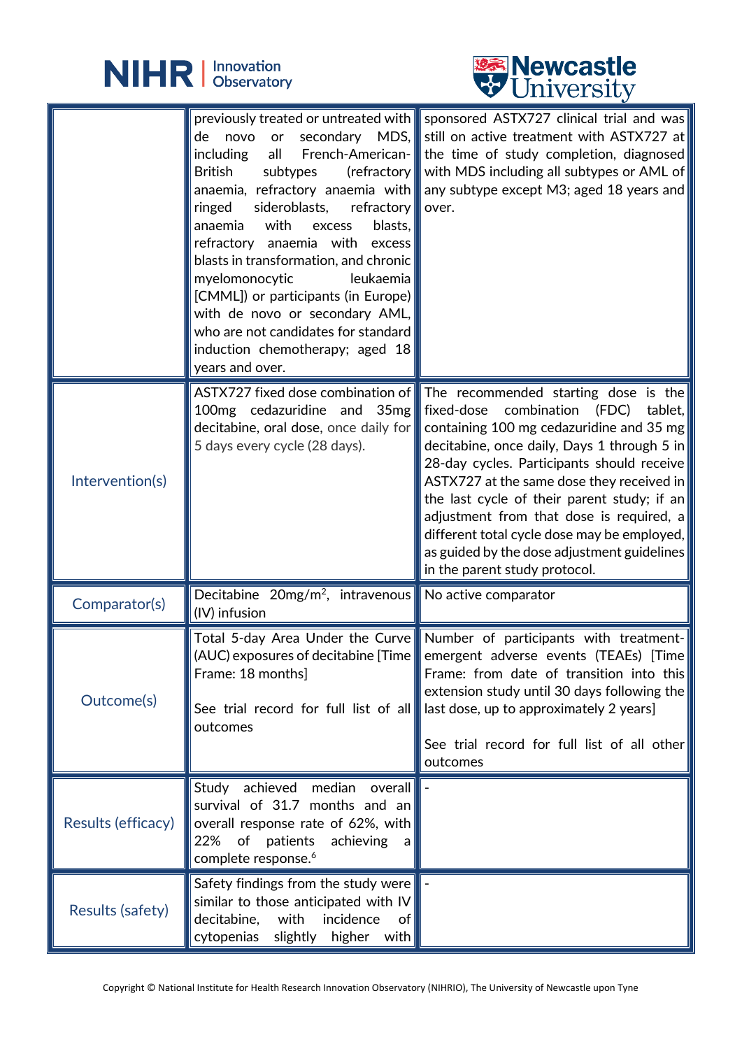| | | |
|---|---|---|
| | previously treated or untreated with de novo or secondary MDS, including all French-American-British subtypes (refractory anaemia, refractory anaemia with ringed sideroblasts, refractory anaemia with excess blasts, refractory anaemia with excess blasts in transformation, and chronic myelomonocytic leukaemia [CMML]) or participants (in Europe) with de novo or secondary AML, who are not candidates for standard induction chemotherapy; aged 18 years and over. | sponsored ASTX727 clinical trial and was still on active treatment with ASTX727 at the time of study completion, diagnosed with MDS including all subtypes or AML of any subtype except M3; aged 18 years and over. |
| Intervention(s) | ASTX727 fixed dose combination of 100mg cedazuridine and 35mg decitabine, oral dose, once daily for 5 days every cycle (28 days). | The recommended starting dose is the fixed-dose combination (FDC) tablet, containing 100 mg cedazuridine and 35 mg decitabine, once daily, Days 1 through 5 in 28-day cycles. Participants should receive ASTX727 at the same dose they received in the last cycle of their parent study; if an adjustment from that dose is required, a different total cycle dose may be employed, as guided by the dose adjustment guidelines in the parent study protocol. |
| Comparator(s) | Decitabine 20mg/m$^2$, intravenous (IV) infusion | No active comparator |
| Outcome(s) | Total 5-day Area Under the Curve (AUC) exposures of decitabine [Time Frame: 18 months]<br><br>See trial record for full list of all outcomes | Number of participants with treatment-emergent adverse events (TEAEs) [Time Frame: from date of transition into this extension study until 30 days following the last dose, up to approximately 2 years]<br><br>See trial record for full list of all other outcomes |
| Results (efficacy) | Study achieved median overall survival of 31.7 months and an overall response rate of 62%, with 22% of patients achieving a complete response.[6] | - |
| Results (safety) | Safety findings from the study were similar to those anticipated with IV decitabine, with incidence of cytopenias slightly higher with | - |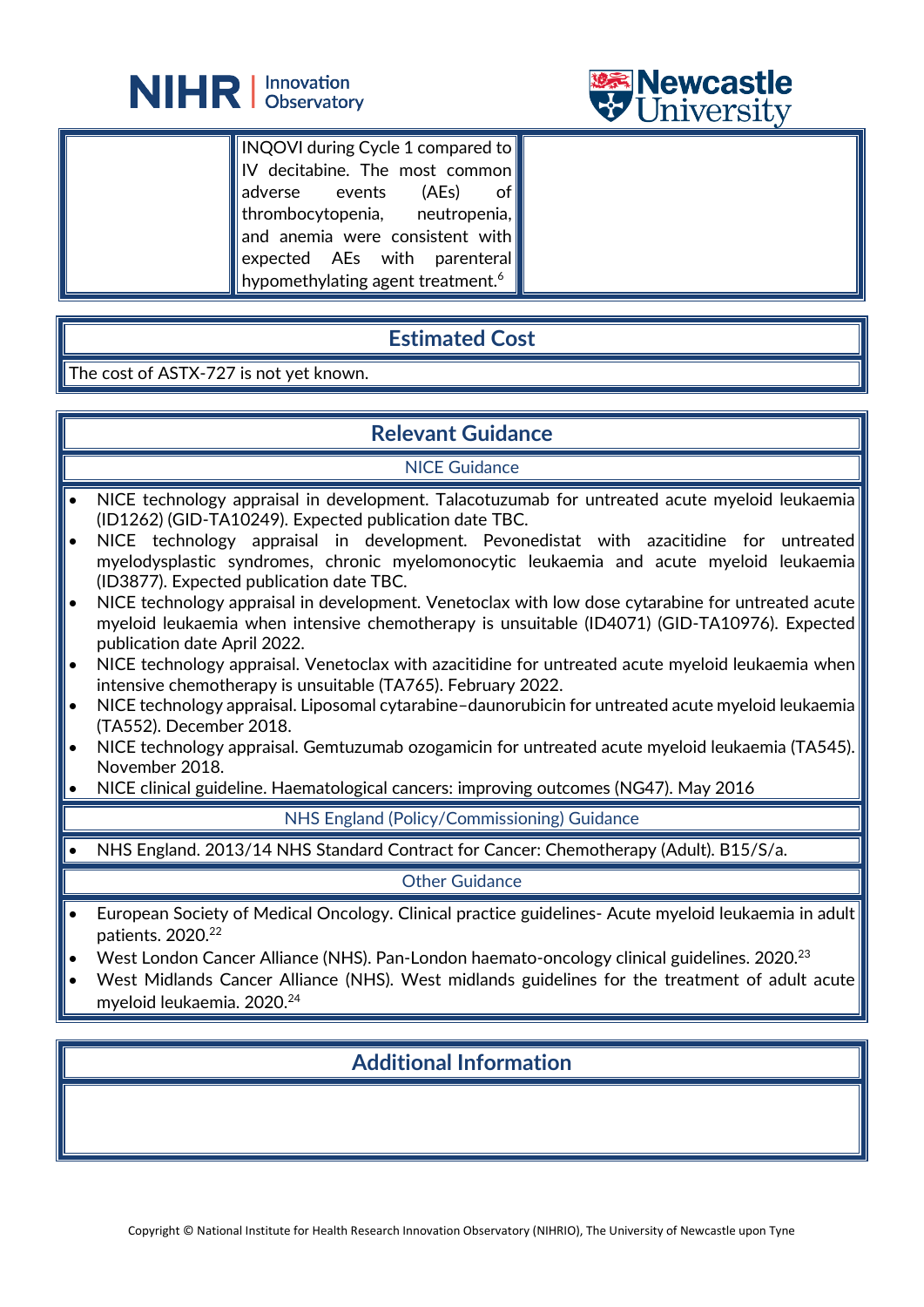| | INQOVI during Cycle 1 compared to IV decitabine. The most common adverse events (AEs) of thrombocytopenia, neutropenia, and anemia were consistent with expected AEs with parenteral hypomethylating agent treatment.[6] | |
|---|---|---|

## Estimated Cost

The cost of ASTX-727 is not yet known.

## Relevant Guidance

### NICE Guidance

- NICE technology appraisal in development. Talacotuzumab for untreated acute myeloid leukaemia (ID1262) (GID-TA10249). Expected publication date TBC.
- NICE technology appraisal in development. Pevonedistat with azacitidine for untreated myelodysplastic syndromes, chronic myelomonocytic leukaemia and acute myeloid leukaemia (ID3877). Expected publication date TBC.
- NICE technology appraisal in development. Venetoclax with low dose cytarabine for untreated acute myeloid leukaemia when intensive chemotherapy is unsuitable (ID4071) (GID-TA10976). Expected publication date April 2022.
- NICE technology appraisal. Venetoclax with azacitidine for untreated acute myeloid leukaemia when intensive chemotherapy is unsuitable (TA765). February 2022.
- NICE technology appraisal. Liposomal cytarabine–daunorubicin for untreated acute myeloid leukaemia (TA552). December 2018.
- NICE technology appraisal. Gemtuzumab ozogamicin for untreated acute myeloid leukaemia (TA545). November 2018.
- NICE clinical guideline. Haematological cancers: improving outcomes (NG47). May 2016

### NHS England (Policy/Commissioning) Guidance

- NHS England. 2013/14 NHS Standard Contract for Cancer: Chemotherapy (Adult). B15/S/a.

### Other Guidance

- European Society of Medical Oncology. Clinical practice guidelines- Acute myeloid leukaemia in adult patients. 2020.[22]
- West London Cancer Alliance (NHS). Pan-London haemato-oncology clinical guidelines. 2020.[23]
- West Midlands Cancer Alliance (NHS). West midlands guidelines for the treatment of adult acute myeloid leukaemia. 2020.[24]

## Additional Information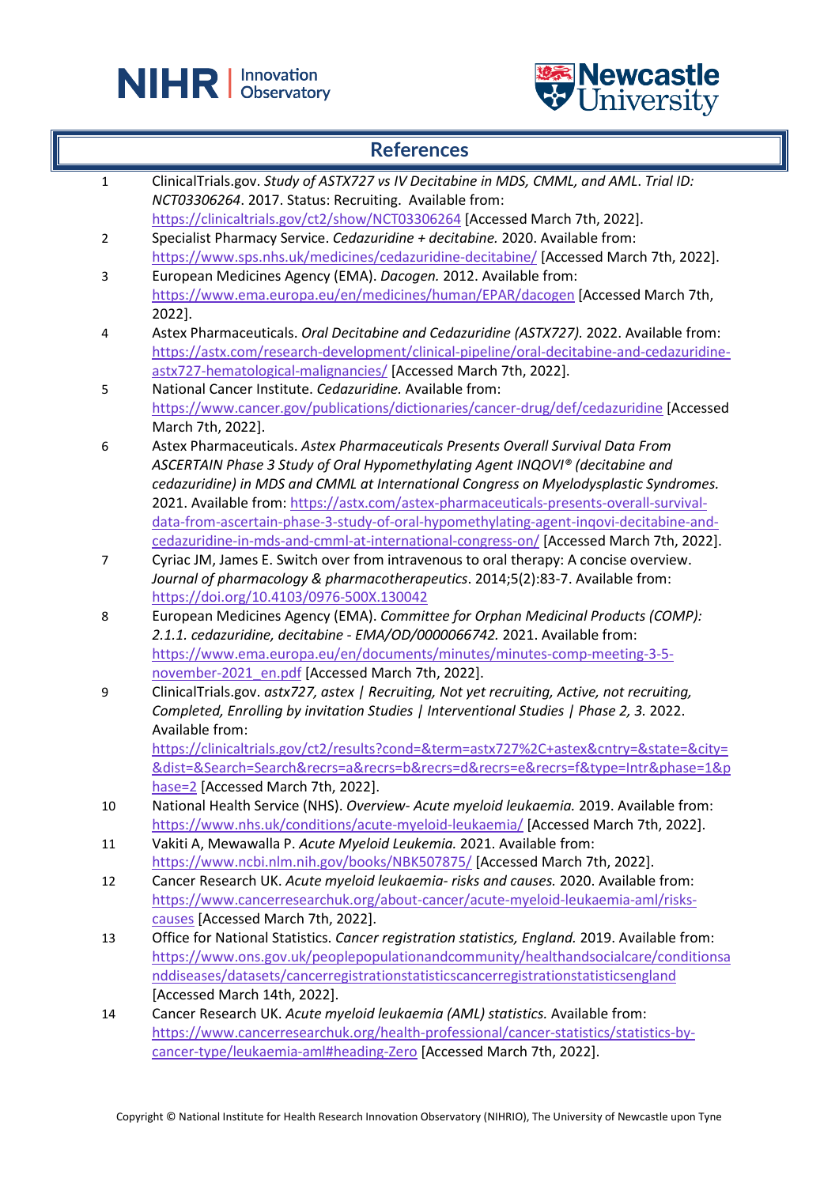## References

1. ClinicalTrials.gov. *Study of ASTX727 vs IV Decitabine in MDS, CMML, and AML. Trial ID: NCT03306264*. 2017. Status: Recruiting. Available from: https://clinicaltrials.gov/ct2/show/NCT03306264 [Accessed March 7th, 2022].
2. Specialist Pharmacy Service. *Cedazuridine + decitabine.* 2020. Available from: https://www.sps.nhs.uk/medicines/cedazuridine-decitabine/ [Accessed March 7th, 2022].
3. European Medicines Agency (EMA). *Dacogen.* 2012. Available from: https://www.ema.europa.eu/en/medicines/human/EPAR/dacogen [Accessed March 7th, 2022].
4. Astex Pharmaceuticals. *Oral Decitabine and Cedazuridine (ASTX727).* 2022. Available from: https://astx.com/research-development/clinical-pipeline/oral-decitabine-and-cedazuridine-astx727-hematological-malignancies/ [Accessed March 7th, 2022].
5. National Cancer Institute. *Cedazuridine.* Available from: https://www.cancer.gov/publications/dictionaries/cancer-drug/def/cedazuridine [Accessed March 7th, 2022].
6. Astex Pharmaceuticals. *Astex Pharmaceuticals Presents Overall Survival Data From ASCERTAIN Phase 3 Study of Oral Hypomethylating Agent INQOVI® (decitabine and cedazuridine) in MDS and CMML at International Congress on Myelodysplastic Syndromes.* 2021. Available from: https://astx.com/astex-pharmaceuticals-presents-overall-survival-data-from-ascertain-phase-3-study-of-oral-hypomethylating-agent-inqovi-decitabine-and-cedazuridine-in-mds-and-cmml-at-international-congress-on/ [Accessed March 7th, 2022].
7. Cyriac JM, James E. Switch over from intravenous to oral therapy: A concise overview. *Journal of pharmacology & pharmacotherapeutics*. 2014;5(2):83-7. Available from: https://doi.org/10.4103/0976-500X.130042
8. European Medicines Agency (EMA). *Committee for Orphan Medicinal Products (COMP): 2.1.1. cedazuridine, decitabine - EMA/OD/0000066742.* 2021. Available from: https://www.ema.europa.eu/en/documents/minutes/minutes-comp-meeting-3-5-november-2021_en.pdf [Accessed March 7th, 2022].
9. ClinicalTrials.gov. *astx727, astex | Recruiting, Not yet recruiting, Active, not recruiting, Completed, Enrolling by invitation Studies | Interventional Studies | Phase 2, 3.* 2022. Available from: https://clinicaltrials.gov/ct2/results?cond=&term=astx727%2C+astex&cntry=&state=&city=&dist=&Search=Search&recrs=a&recrs=b&recrs=d&recrs=e&recrs=f&type=Intr&phase=1&phase=2 [Accessed March 7th, 2022].
10. National Health Service (NHS). *Overview- Acute myeloid leukaemia.* 2019. Available from: https://www.nhs.uk/conditions/acute-myeloid-leukaemia/ [Accessed March 7th, 2022].
11. Vakiti A, Mewawalla P. *Acute Myeloid Leukemia.* 2021. Available from: https://www.ncbi.nlm.nih.gov/books/NBK507875/ [Accessed March 7th, 2022].
12. Cancer Research UK. *Acute myeloid leukaemia- risks and causes.* 2020. Available from: https://www.cancerresearchuk.org/about-cancer/acute-myeloid-leukaemia-aml/risks-causes [Accessed March 7th, 2022].
13. Office for National Statistics. *Cancer registration statistics, England.* 2019. Available from: https://www.ons.gov.uk/peoplepopulationandcommunity/healthandsocialcare/conditionsanddiseases/datasets/cancerregistrationstatisticscancerregistrationstatisticsengland [Accessed March 14th, 2022].
14. Cancer Research UK. *Acute myeloid leukaemia (AML) statistics.* Available from: https://www.cancerresearchuk.org/health-professional/cancer-statistics/statistics-by-cancer-type/leukaemia-aml#heading-Zero [Accessed March 7th, 2022].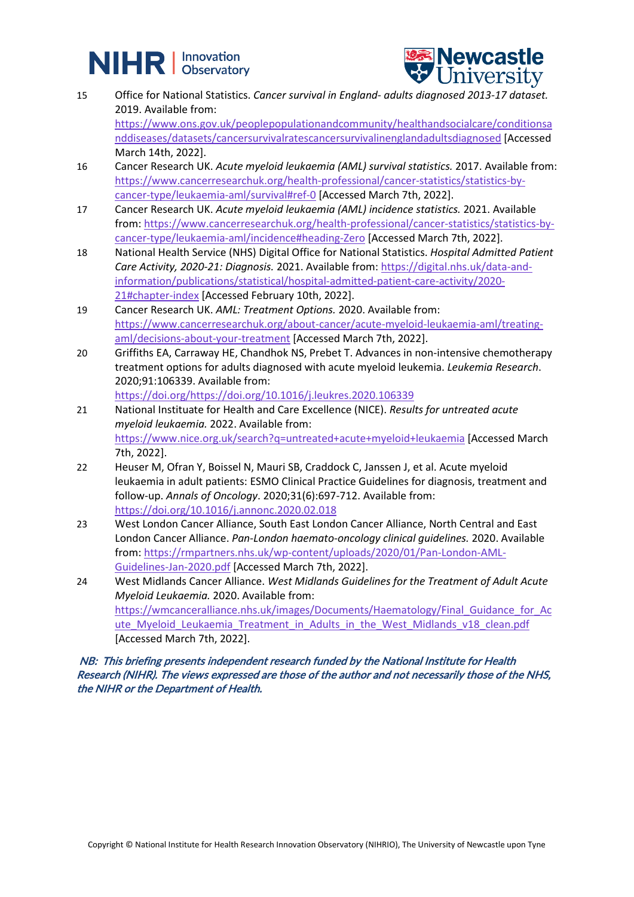15 Office for National Statistics. *Cancer survival in England- adults diagnosed 2013-17 dataset.* 2019. Available from: https://www.ons.gov.uk/peoplepopulationandcommunity/healthandsocialcare/conditionsanddiseases/datasets/cancersurvivalratescancersurvivalinenglandadultsdiagnosed [Accessed March 14th, 2022].

16 Cancer Research UK. *Acute myeloid leukaemia (AML) survival statistics.* 2017. Available from: https://www.cancerresearchuk.org/health-professional/cancer-statistics/statistics-by-cancer-type/leukaemia-aml/survival#ref-0 [Accessed March 7th, 2022].

17 Cancer Research UK. *Acute myeloid leukaemia (AML) incidence statistics.* 2021. Available from: https://www.cancerresearchuk.org/health-professional/cancer-statistics/statistics-by-cancer-type/leukaemia-aml/incidence#heading-Zero [Accessed March 7th, 2022].

18 National Health Service (NHS) Digital Office for National Statistics. *Hospital Admitted Patient Care Activity, 2020-21: Diagnosis.* 2021. Available from: https://digital.nhs.uk/data-and-information/publications/statistical/hospital-admitted-patient-care-activity/2020-21#chapter-index [Accessed February 10th, 2022].

19 Cancer Research UK. *AML: Treatment Options.* 2020. Available from: https://www.cancerresearchuk.org/about-cancer/acute-myeloid-leukaemia-aml/treating-aml/decisions-about-your-treatment [Accessed March 7th, 2022].

20 Griffiths EA, Carraway HE, Chandhok NS, Prebet T. Advances in non-intensive chemotherapy treatment options for adults diagnosed with acute myeloid leukemia. *Leukemia Research*. 2020;91:106339. Available from: https://doi.org/https://doi.org/10.1016/j.leukres.2020.106339

21 National Instituate for Health and Care Excellence (NICE). *Results for untreated acute myeloid leukaemia.* 2022. Available from: https://www.nice.org.uk/search?q=untreated+acute+myeloid+leukaemia [Accessed March 7th, 2022].

22 Heuser M, Ofran Y, Boissel N, Mauri SB, Craddock C, Janssen J, et al. Acute myeloid leukaemia in adult patients: ESMO Clinical Practice Guidelines for diagnosis, treatment and follow-up. *Annals of Oncology*. 2020;31(6):697-712. Available from: https://doi.org/10.1016/j.annonc.2020.02.018

23 West London Cancer Alliance, South East London Cancer Alliance, North Central and East London Cancer Alliance. *Pan-London haemato-oncology clinical guidelines.* 2020. Available from: https://rmpartners.nhs.uk/wp-content/uploads/2020/01/Pan-London-AML-Guidelines-Jan-2020.pdf [Accessed March 7th, 2022].

24 West Midlands Cancer Alliance. *West Midlands Guidelines for the Treatment of Adult Acute Myeloid Leukaemia.* 2020. Available from: https://wmcanceralliance.nhs.uk/images/Documents/Haematology/Final_Guidance_for_Acute_Myeloid_Leukaemia_Treatment_in_Adults_in_the_West_Midlands_v18_clean.pdf [Accessed March 7th, 2022].

***NB: This briefing presents independent research funded by the National Institute for Health Research (NIHR). The views expressed are those of the author and not necessarily those of the NHS, the NIHR or the Department of Health.***

Copyright © National Institute for Health Research Innovation Observatory (NIHRIO), The University of Newcastle upon Tyne